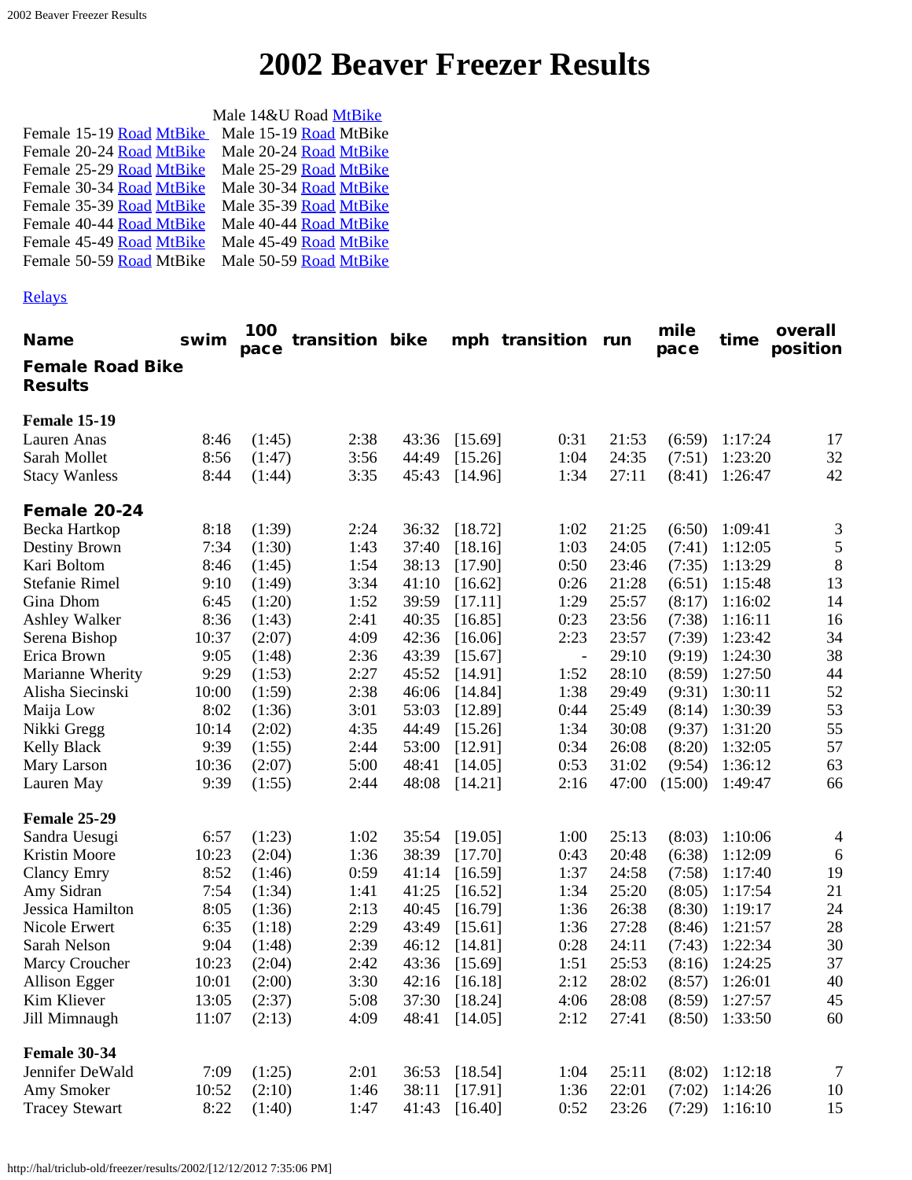# 2002 Beaver Freezer Results

| | |
|---|---|
| | Male 14&U Road MtBike |
| Female 15-19 Road MtBike | Male 15-19 Road MtBike |
| Female 20-24 Road MtBike | Male 20-24 Road MtBike |
| Female 25-29 Road MtBike | Male 25-29 Road MtBike |
| Female 30-34 Road MtBike | Male 30-34 Road MtBike |
| Female 35-39 Road MtBike | Male 35-39 Road MtBike |
| Female 40-44 Road MtBike | Male 40-44 Road MtBike |
| Female 45-49 Road MtBike | Male 45-49 Road MtBike |
| Female 50-59 Road MtBike | Male 50-59 Road MtBike |

Relays

| Name | swim | 100 pace | transition | bike | mph | transition | run | mile pace | time | overall position |
|---|---|---|---|---|---|---|---|---|---|---|
| **Female Road Bike Results** | | | | | | | | | | |
| **Female 15-19** | | | | | | | | | | |
| Lauren Anas | 8:46 | (1:45) | 2:38 | 43:36 | [15.69] | 0:31 | 21:53 | (6:59) | 1:17:24 | 17 |
| Sarah Mollet | 8:56 | (1:47) | 3:56 | 44:49 | [15.26] | 1:04 | 24:35 | (7:51) | 1:23:20 | 32 |
| Stacy Wanless | 8:44 | (1:44) | 3:35 | 45:43 | [14.96] | 1:34 | 27:11 | (8:41) | 1:26:47 | 42 |
| **Female 20-24** | | | | | | | | | | |
| Becka Hartkop | 8:18 | (1:39) | 2:24 | 36:32 | [18.72] | 1:02 | 21:25 | (6:50) | 1:09:41 | 3 |
| Destiny Brown | 7:34 | (1:30) | 1:43 | 37:40 | [18.16] | 1:03 | 24:05 | (7:41) | 1:12:05 | 5 |
| Kari Boltom | 8:46 | (1:45) | 1:54 | 38:13 | [17.90] | 0:50 | 23:46 | (7:35) | 1:13:29 | 8 |
| Stefanie Rimel | 9:10 | (1:49) | 3:34 | 41:10 | [16.62] | 0:26 | 21:28 | (6:51) | 1:15:48 | 13 |
| Gina Dhom | 6:45 | (1:20) | 1:52 | 39:59 | [17.11] | 1:29 | 25:57 | (8:17) | 1:16:02 | 14 |
| Ashley Walker | 8:36 | (1:43) | 2:41 | 40:35 | [16.85] | 0:23 | 23:56 | (7:38) | 1:16:11 | 16 |
| Serena Bishop | 10:37 | (2:07) | 4:09 | 42:36 | [16.06] | 2:23 | 23:57 | (7:39) | 1:23:42 | 34 |
| Erica Brown | 9:05 | (1:48) | 2:36 | 43:39 | [15.67] | - | 29:10 | (9:19) | 1:24:30 | 38 |
| Marianne Wherity | 9:29 | (1:53) | 2:27 | 45:52 | [14.91] | 1:52 | 28:10 | (8:59) | 1:27:50 | 44 |
| Alisha Siecinski | 10:00 | (1:59) | 2:38 | 46:06 | [14.84] | 1:38 | 29:49 | (9:31) | 1:30:11 | 52 |
| Maija Low | 8:02 | (1:36) | 3:01 | 53:03 | [12.89] | 0:44 | 25:49 | (8:14) | 1:30:39 | 53 |
| Nikki Gregg | 10:14 | (2:02) | 4:35 | 44:49 | [15.26] | 1:34 | 30:08 | (9:37) | 1:31:20 | 55 |
| Kelly Black | 9:39 | (1:55) | 2:44 | 53:00 | [12.91] | 0:34 | 26:08 | (8:20) | 1:32:05 | 57 |
| Mary Larson | 10:36 | (2:07) | 5:00 | 48:41 | [14.05] | 0:53 | 31:02 | (9:54) | 1:36:12 | 63 |
| Lauren May | 9:39 | (1:55) | 2:44 | 48:08 | [14.21] | 2:16 | 47:00 | (15:00) | 1:49:47 | 66 |
| **Female 25-29** | | | | | | | | | | |
| Sandra Uesugi | 6:57 | (1:23) | 1:02 | 35:54 | [19.05] | 1:00 | 25:13 | (8:03) | 1:10:06 | 4 |
| Kristin Moore | 10:23 | (2:04) | 1:36 | 38:39 | [17.70] | 0:43 | 20:48 | (6:38) | 1:12:09 | 6 |
| Clancy Emry | 8:52 | (1:46) | 0:59 | 41:14 | [16.59] | 1:37 | 24:58 | (7:58) | 1:17:40 | 19 |
| Amy Sidran | 7:54 | (1:34) | 1:41 | 41:25 | [16.52] | 1:34 | 25:20 | (8:05) | 1:17:54 | 21 |
| Jessica Hamilton | 8:05 | (1:36) | 2:13 | 40:45 | [16.79] | 1:36 | 26:38 | (8:30) | 1:19:17 | 24 |
| Nicole Erwert | 6:35 | (1:18) | 2:29 | 43:49 | [15.61] | 1:36 | 27:28 | (8:46) | 1:21:57 | 28 |
| Sarah Nelson | 9:04 | (1:48) | 2:39 | 46:12 | [14.81] | 0:28 | 24:11 | (7:43) | 1:22:34 | 30 |
| Marcy Croucher | 10:23 | (2:04) | 2:42 | 43:36 | [15.69] | 1:51 | 25:53 | (8:16) | 1:24:25 | 37 |
| Allison Egger | 10:01 | (2:00) | 3:30 | 42:16 | [16.18] | 2:12 | 28:02 | (8:57) | 1:26:01 | 40 |
| Kim Kliever | 13:05 | (2:37) | 5:08 | 37:30 | [18.24] | 4:06 | 28:08 | (8:59) | 1:27:57 | 45 |
| Jill Mimnaugh | 11:07 | (2:13) | 4:09 | 48:41 | [14.05] | 2:12 | 27:41 | (8:50) | 1:33:50 | 60 |
| **Female 30-34** | | | | | | | | | | |
| Jennifer DeWald | 7:09 | (1:25) | 2:01 | 36:53 | [18.54] | 1:04 | 25:11 | (8:02) | 1:12:18 | 7 |
| Amy Smoker | 10:52 | (2:10) | 1:46 | 38:11 | [17.91] | 1:36 | 22:01 | (7:02) | 1:14:26 | 10 |
| Tracey Stewart | 8:22 | (1:40) | 1:47 | 41:43 | [16.40] | 0:52 | 23:26 | (7:29) | 1:16:10 | 15 |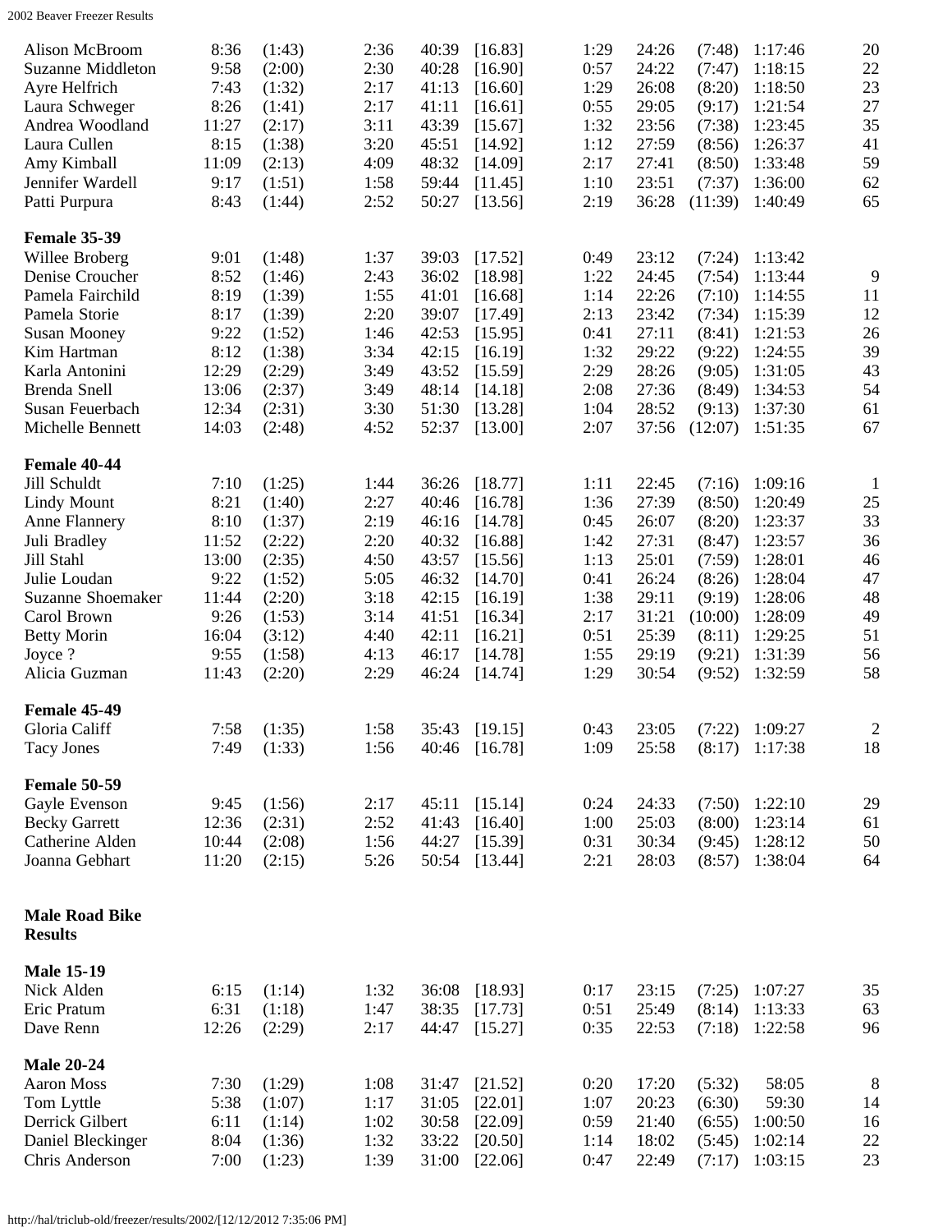| | | | | | | | | | | |
|---|---|---|---|---|---|---|---|---|---|---|
| Alison McBroom | 8:36 | (1:43) | 2:36 | 40:39 | [16.83] | 1:29 | 24:26 | (7:48) | 1:17:46 | 20 |
| Suzanne Middleton | 9:58 | (2:00) | 2:30 | 40:28 | [16.90] | 0:57 | 24:22 | (7:47) | 1:18:15 | 22 |
| Ayre Helfrich | 7:43 | (1:32) | 2:17 | 41:13 | [16.60] | 1:29 | 26:08 | (8:20) | 1:18:50 | 23 |
| Laura Schweger | 8:26 | (1:41) | 2:17 | 41:11 | [16.61] | 0:55 | 29:05 | (9:17) | 1:21:54 | 27 |
| Andrea Woodland | 11:27 | (2:17) | 3:11 | 43:39 | [15.67] | 1:32 | 23:56 | (7:38) | 1:23:45 | 35 |
| Laura Cullen | 8:15 | (1:38) | 3:20 | 45:51 | [14.92] | 1:12 | 27:59 | (8:56) | 1:26:37 | 41 |
| Amy Kimball | 11:09 | (2:13) | 4:09 | 48:32 | [14.09] | 2:17 | 27:41 | (8:50) | 1:33:48 | 59 |
| Jennifer Wardell | 9:17 | (1:51) | 1:58 | 59:44 | [11.45] | 1:10 | 23:51 | (7:37) | 1:36:00 | 62 |
| Patti Purpura | 8:43 | (1:44) | 2:52 | 50:27 | [13.56] | 2:19 | 36:28 | (11:39) | 1:40:49 | 65 |
| **Female 35-39** | | | | | | | | | | |
| Willee Broberg | 9:01 | (1:48) | 1:37 | 39:03 | [17.52] | 0:49 | 23:12 | (7:24) | 1:13:42 | |
| Denise Croucher | 8:52 | (1:46) | 2:43 | 36:02 | [18.98] | 1:22 | 24:45 | (7:54) | 1:13:44 | 9 |
| Pamela Fairchild | 8:19 | (1:39) | 1:55 | 41:01 | [16.68] | 1:14 | 22:26 | (7:10) | 1:14:55 | 11 |
| Pamela Storie | 8:17 | (1:39) | 2:20 | 39:07 | [17.49] | 2:13 | 23:42 | (7:34) | 1:15:39 | 12 |
| Susan Mooney | 9:22 | (1:52) | 1:46 | 42:53 | [15.95] | 0:41 | 27:11 | (8:41) | 1:21:53 | 26 |
| Kim Hartman | 8:12 | (1:38) | 3:34 | 42:15 | [16.19] | 1:32 | 29:22 | (9:22) | 1:24:55 | 39 |
| Karla Antonini | 12:29 | (2:29) | 3:49 | 43:52 | [15.59] | 2:29 | 28:26 | (9:05) | 1:31:05 | 43 |
| Brenda Snell | 13:06 | (2:37) | 3:49 | 48:14 | [14.18] | 2:08 | 27:36 | (8:49) | 1:34:53 | 54 |
| Susan Feuerbach | 12:34 | (2:31) | 3:30 | 51:30 | [13.28] | 1:04 | 28:52 | (9:13) | 1:37:30 | 61 |
| Michelle Bennett | 14:03 | (2:48) | 4:52 | 52:37 | [13.00] | 2:07 | 37:56 | (12:07) | 1:51:35 | 67 |
| **Female 40-44** | | | | | | | | | | |
| Jill Schuldt | 7:10 | (1:25) | 1:44 | 36:26 | [18.77] | 1:11 | 22:45 | (7:16) | 1:09:16 | 1 |
| Lindy Mount | 8:21 | (1:40) | 2:27 | 40:46 | [16.78] | 1:36 | 27:39 | (8:50) | 1:20:49 | 25 |
| Anne Flannery | 8:10 | (1:37) | 2:19 | 46:16 | [14.78] | 0:45 | 26:07 | (8:20) | 1:23:37 | 33 |
| Juli Bradley | 11:52 | (2:22) | 2:20 | 40:32 | [16.88] | 1:42 | 27:31 | (8:47) | 1:23:57 | 36 |
| Jill Stahl | 13:00 | (2:35) | 4:50 | 43:57 | [15.56] | 1:13 | 25:01 | (7:59) | 1:28:01 | 46 |
| Julie Loudan | 9:22 | (1:52) | 5:05 | 46:32 | [14.70] | 0:41 | 26:24 | (8:26) | 1:28:04 | 47 |
| Suzanne Shoemaker | 11:44 | (2:20) | 3:18 | 42:15 | [16.19] | 1:38 | 29:11 | (9:19) | 1:28:06 | 48 |
| Carol Brown | 9:26 | (1:53) | 3:14 | 41:51 | [16.34] | 2:17 | 31:21 | (10:00) | 1:28:09 | 49 |
| Betty Morin | 16:04 | (3:12) | 4:40 | 42:11 | [16.21] | 0:51 | 25:39 | (8:11) | 1:29:25 | 51 |
| Joyce ? | 9:55 | (1:58) | 4:13 | 46:17 | [14.78] | 1:55 | 29:19 | (9:21) | 1:31:39 | 56 |
| Alicia Guzman | 11:43 | (2:20) | 2:29 | 46:24 | [14.74] | 1:29 | 30:54 | (9:52) | 1:32:59 | 58 |
| **Female 45-49** | | | | | | | | | | |
| Gloria Califf | 7:58 | (1:35) | 1:58 | 35:43 | [19.15] | 0:43 | 23:05 | (7:22) | 1:09:27 | 2 |
| Tacy Jones | 7:49 | (1:33) | 1:56 | 40:46 | [16.78] | 1:09 | 25:58 | (8:17) | 1:17:38 | 18 |
| **Female 50-59** | | | | | | | | | | |
| Gayle Evenson | 9:45 | (1:56) | 2:17 | 45:11 | [15.14] | 0:24 | 24:33 | (7:50) | 1:22:10 | 29 |
| Becky Garrett | 12:36 | (2:31) | 2:52 | 41:43 | [16.40] | 1:00 | 25:03 | (8:00) | 1:23:14 | 61 |
| Catherine Alden | 10:44 | (2:08) | 1:56 | 44:27 | [15.39] | 0:31 | 30:34 | (9:45) | 1:28:12 | 50 |
| Joanna Gebhart | 11:20 | (2:15) | 5:26 | 50:54 | [13.44] | 2:21 | 28:03 | (8:57) | 1:38:04 | 64 |

**Male Road Bike Results**

| | | | | | | | | | | |
|---|---|---|---|---|---|---|---|---|---|---|
| **Male 15-19** | | | | | | | | | | |
| Nick Alden | 6:15 | (1:14) | 1:32 | 36:08 | [18.93] | 0:17 | 23:15 | (7:25) | 1:07:27 | 35 |
| Eric Pratum | 6:31 | (1:18) | 1:47 | 38:35 | [17.73] | 0:51 | 25:49 | (8:14) | 1:13:33 | 63 |
| Dave Renn | 12:26 | (2:29) | 2:17 | 44:47 | [15.27] | 0:35 | 22:53 | (7:18) | 1:22:58 | 96 |
| **Male 20-24** | | | | | | | | | | |
| Aaron Moss | 7:30 | (1:29) | 1:08 | 31:47 | [21.52] | 0:20 | 17:20 | (5:32) | 58:05 | 8 |
| Tom Lyttle | 5:38 | (1:07) | 1:17 | 31:05 | [22.01] | 1:07 | 20:23 | (6:30) | 59:30 | 14 |
| Derrick Gilbert | 6:11 | (1:14) | 1:02 | 30:58 | [22.09] | 0:59 | 21:40 | (6:55) | 1:00:50 | 16 |
| Daniel Bleckinger | 8:04 | (1:36) | 1:32 | 33:22 | [20.50] | 1:14 | 18:02 | (5:45) | 1:02:14 | 22 |
| Chris Anderson | 7:00 | (1:23) | 1:39 | 31:00 | [22.06] | 0:47 | 22:49 | (7:17) | 1:03:15 | 23 |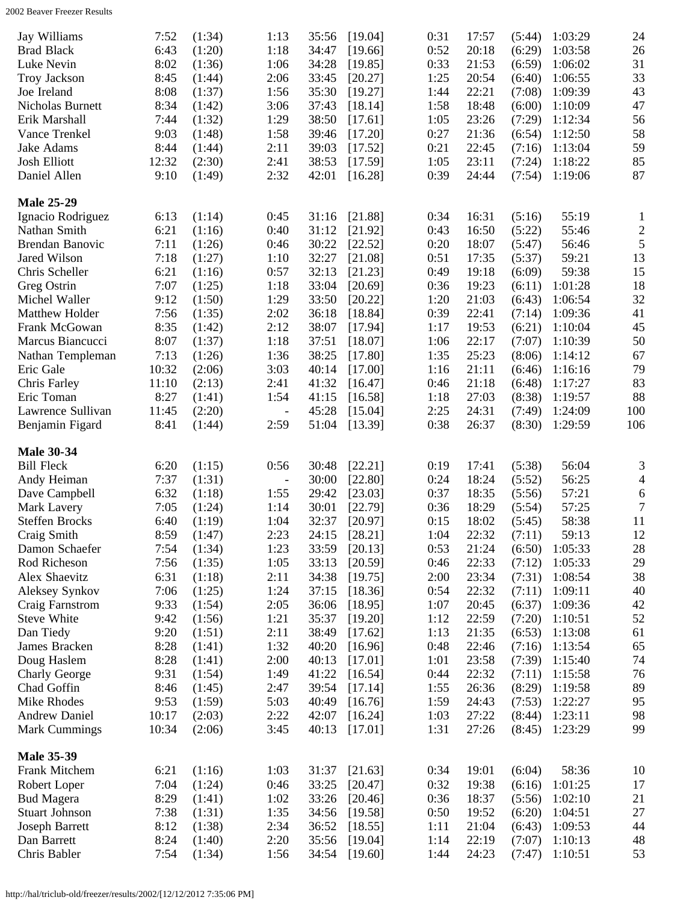| | | | | | | | | | | |
|---|---|---|---|---|---|---|---|---|---|---|
| Jay Williams | 7:52 | (1:34) | 1:13 | 35:56 | [19.04] | 0:31 | 17:57 | (5:44) | 1:03:29 | 24 |
| Brad Black | 6:43 | (1:20) | 1:18 | 34:47 | [19.66] | 0:52 | 20:18 | (6:29) | 1:03:58 | 26 |
| Luke Nevin | 8:02 | (1:36) | 1:06 | 34:28 | [19.85] | 0:33 | 21:53 | (6:59) | 1:06:02 | 31 |
| Troy Jackson | 8:45 | (1:44) | 2:06 | 33:45 | [20.27] | 1:25 | 20:54 | (6:40) | 1:06:55 | 33 |
| Joe Ireland | 8:08 | (1:37) | 1:56 | 35:30 | [19.27] | 1:44 | 22:21 | (7:08) | 1:09:39 | 43 |
| Nicholas Burnett | 8:34 | (1:42) | 3:06 | 37:43 | [18.14] | 1:58 | 18:48 | (6:00) | 1:10:09 | 47 |
| Erik Marshall | 7:44 | (1:32) | 1:29 | 38:50 | [17.61] | 1:05 | 23:26 | (7:29) | 1:12:34 | 56 |
| Vance Trenkel | 9:03 | (1:48) | 1:58 | 39:46 | [17.20] | 0:27 | 21:36 | (6:54) | 1:12:50 | 58 |
| Jake Adams | 8:44 | (1:44) | 2:11 | 39:03 | [17.52] | 0:21 | 22:45 | (7:16) | 1:13:04 | 59 |
| Josh Elliott | 12:32 | (2:30) | 2:41 | 38:53 | [17.59] | 1:05 | 23:11 | (7:24) | 1:18:22 | 85 |
| Daniel Allen | 9:10 | (1:49) | 2:32 | 42:01 | [16.28] | 0:39 | 24:44 | (7:54) | 1:19:06 | 87 |

**Male 25-29**

| | | | | | | | | | | |
|---|---|---|---|---|---|---|---|---|---|---|
| Ignacio Rodriguez | 6:13 | (1:14) | 0:45 | 31:16 | [21.88] | 0:34 | 16:31 | (5:16) | 55:19 | 1 |
| Nathan Smith | 6:21 | (1:16) | 0:40 | 31:12 | [21.92] | 0:43 | 16:50 | (5:22) | 55:46 | 2 |
| Brendan Banovic | 7:11 | (1:26) | 0:46 | 30:22 | [22.52] | 0:20 | 18:07 | (5:47) | 56:46 | 5 |
| Jared Wilson | 7:18 | (1:27) | 1:10 | 32:27 | [21.08] | 0:51 | 17:35 | (5:37) | 59:21 | 13 |
| Chris Scheller | 6:21 | (1:16) | 0:57 | 32:13 | [21.23] | 0:49 | 19:18 | (6:09) | 59:38 | 15 |
| Greg Ostrin | 7:07 | (1:25) | 1:18 | 33:04 | [20.69] | 0:36 | 19:23 | (6:11) | 1:01:28 | 18 |
| Michel Waller | 9:12 | (1:50) | 1:29 | 33:50 | [20.22] | 1:20 | 21:03 | (6:43) | 1:06:54 | 32 |
| Matthew Holder | 7:56 | (1:35) | 2:02 | 36:18 | [18.84] | 0:39 | 22:41 | (7:14) | 1:09:36 | 41 |
| Frank McGowan | 8:35 | (1:42) | 2:12 | 38:07 | [17.94] | 1:17 | 19:53 | (6:21) | 1:10:04 | 45 |
| Marcus Biancucci | 8:07 | (1:37) | 1:18 | 37:51 | [18.07] | 1:06 | 22:17 | (7:07) | 1:10:39 | 50 |
| Nathan Templeman | 7:13 | (1:26) | 1:36 | 38:25 | [17.80] | 1:35 | 25:23 | (8:06) | 1:14:12 | 67 |
| Eric Gale | 10:32 | (2:06) | 3:03 | 40:14 | [17.00] | 1:16 | 21:11 | (6:46) | 1:16:16 | 79 |
| Chris Farley | 11:10 | (2:13) | 2:41 | 41:32 | [16.47] | 0:46 | 21:18 | (6:48) | 1:17:27 | 83 |
| Eric Toman | 8:27 | (1:41) | 1:54 | 41:15 | [16.58] | 1:18 | 27:03 | (8:38) | 1:19:57 | 88 |
| Lawrence Sullivan | 11:45 | (2:20) | - | 45:28 | [15.04] | 2:25 | 24:31 | (7:49) | 1:24:09 | 100 |
| Benjamin Figard | 8:41 | (1:44) | 2:59 | 51:04 | [13.39] | 0:38 | 26:37 | (8:30) | 1:29:59 | 106 |

**Male 30-34**

| | | | | | | | | | | |
|---|---|---|---|---|---|---|---|---|---|---|
| Bill Fleck | 6:20 | (1:15) | 0:56 | 30:48 | [22.21] | 0:19 | 17:41 | (5:38) | 56:04 | 3 |
| Andy Heiman | 7:37 | (1:31) | - | 30:00 | [22.80] | 0:24 | 18:24 | (5:52) | 56:25 | 4 |
| Dave Campbell | 6:32 | (1:18) | 1:55 | 29:42 | [23.03] | 0:37 | 18:35 | (5:56) | 57:21 | 6 |
| Mark Lavery | 7:05 | (1:24) | 1:14 | 30:01 | [22.79] | 0:36 | 18:29 | (5:54) | 57:25 | 7 |
| Steffen Brocks | 6:40 | (1:19) | 1:04 | 32:37 | [20.97] | 0:15 | 18:02 | (5:45) | 58:38 | 11 |
| Craig Smith | 8:59 | (1:47) | 2:23 | 24:15 | [28.21] | 1:04 | 22:32 | (7:11) | 59:13 | 12 |
| Damon Schaefer | 7:54 | (1:34) | 1:23 | 33:59 | [20.13] | 0:53 | 21:24 | (6:50) | 1:05:33 | 28 |
| Rod Richeson | 7:56 | (1:35) | 1:05 | 33:13 | [20.59] | 0:46 | 22:33 | (7:12) | 1:05:33 | 29 |
| Alex Shaevitz | 6:31 | (1:18) | 2:11 | 34:38 | [19.75] | 2:00 | 23:34 | (7:31) | 1:08:54 | 38 |
| Aleksey Synkov | 7:06 | (1:25) | 1:24 | 37:15 | [18.36] | 0:54 | 22:32 | (7:11) | 1:09:11 | 40 |
| Craig Farnstrom | 9:33 | (1:54) | 2:05 | 36:06 | [18.95] | 1:07 | 20:45 | (6:37) | 1:09:36 | 42 |
| Steve White | 9:42 | (1:56) | 1:21 | 35:37 | [19.20] | 1:12 | 22:59 | (7:20) | 1:10:51 | 52 |
| Dan Tiedy | 9:20 | (1:51) | 2:11 | 38:49 | [17.62] | 1:13 | 21:35 | (6:53) | 1:13:08 | 61 |
| James Bracken | 8:28 | (1:41) | 1:32 | 40:20 | [16.96] | 0:48 | 22:46 | (7:16) | 1:13:54 | 65 |
| Doug Haslem | 8:28 | (1:41) | 2:00 | 40:13 | [17.01] | 1:01 | 23:58 | (7:39) | 1:15:40 | 74 |
| Charly George | 9:31 | (1:54) | 1:49 | 41:22 | [16.54] | 0:44 | 22:32 | (7:11) | 1:15:58 | 76 |
| Chad Goffin | 8:46 | (1:45) | 2:47 | 39:54 | [17.14] | 1:55 | 26:36 | (8:29) | 1:19:58 | 89 |
| Mike Rhodes | 9:53 | (1:59) | 5:03 | 40:49 | [16.76] | 1:59 | 24:43 | (7:53) | 1:22:27 | 95 |
| Andrew Daniel | 10:17 | (2:03) | 2:22 | 42:07 | [16.24] | 1:03 | 27:22 | (8:44) | 1:23:11 | 98 |
| Mark Cummings | 10:34 | (2:06) | 3:45 | 40:13 | [17.01] | 1:31 | 27:26 | (8:45) | 1:23:29 | 99 |

**Male 35-39**

| | | | | | | | | | | |
|---|---|---|---|---|---|---|---|---|---|---|
| Frank Mitchem | 6:21 | (1:16) | 1:03 | 31:37 | [21.63] | 0:34 | 19:01 | (6:04) | 58:36 | 10 |
| Robert Loper | 7:04 | (1:24) | 0:46 | 33:25 | [20.47] | 0:32 | 19:38 | (6:16) | 1:01:25 | 17 |
| Bud Magera | 8:29 | (1:41) | 1:02 | 33:26 | [20.46] | 0:36 | 18:37 | (5:56) | 1:02:10 | 21 |
| Stuart Johnson | 7:38 | (1:31) | 1:35 | 34:56 | [19.58] | 0:50 | 19:52 | (6:20) | 1:04:51 | 27 |
| Joseph Barrett | 8:12 | (1:38) | 2:34 | 36:52 | [18.55] | 1:11 | 21:04 | (6:43) | 1:09:53 | 44 |
| Dan Barrett | 8:24 | (1:40) | 2:20 | 35:56 | [19.04] | 1:14 | 22:19 | (7:07) | 1:10:13 | 48 |
| Chris Babler | 7:54 | (1:34) | 1:56 | 34:54 | [19.60] | 1:44 | 24:23 | (7:47) | 1:10:51 | 53 |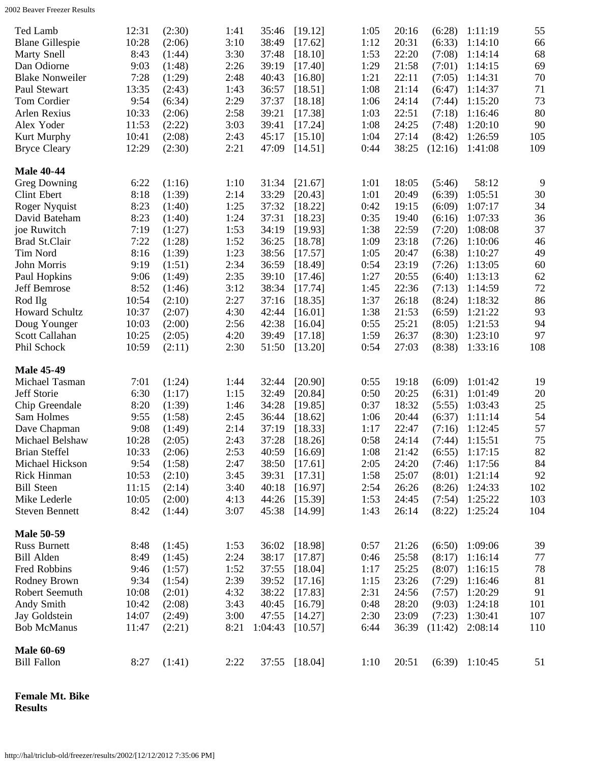| Name | | | | | | | | | | |
|---|---|---|---|---|---|---|---|---|---|---|
| Ted Lamb | 12:31 | (2:30) | 1:41 | 35:46 | [19.12] | 1:05 | 20:16 | (6:28) | 1:11:19 | 55 |
| Blane Gillespie | 10:28 | (2:06) | 3:10 | 38:49 | [17.62] | 1:12 | 20:31 | (6:33) | 1:14:10 | 66 |
| Marty Snell | 8:43 | (1:44) | 3:30 | 37:48 | [18.10] | 1:53 | 22:20 | (7:08) | 1:14:14 | 68 |
| Dan Odiorne | 9:03 | (1:48) | 2:26 | 39:19 | [17.40] | 1:29 | 21:58 | (7:01) | 1:14:15 | 69 |
| Blake Nonweiler | 7:28 | (1:29) | 2:48 | 40:43 | [16.80] | 1:21 | 22:11 | (7:05) | 1:14:31 | 70 |
| Paul Stewart | 13:35 | (2:43) | 1:43 | 36:57 | [18.51] | 1:08 | 21:14 | (6:47) | 1:14:37 | 71 |
| Tom Cordier | 9:54 | (6:34) | 2:29 | 37:37 | [18.18] | 1:06 | 24:14 | (7:44) | 1:15:20 | 73 |
| Arlen Rexius | 10:33 | (2:06) | 2:58 | 39:21 | [17.38] | 1:03 | 22:51 | (7:18) | 1:16:46 | 80 |
| Alex Yoder | 11:53 | (2:22) | 3:03 | 39:41 | [17.24] | 1:08 | 24:25 | (7:48) | 1:20:10 | 90 |
| Kurt Murphy | 10:41 | (2:08) | 2:43 | 45:17 | [15.10] | 1:04 | 27:14 | (8:42) | 1:26:59 | 105 |
| Bryce Cleary | 12:29 | (2:30) | 2:21 | 47:09 | [14.51] | 0:44 | 38:25 | (12:16) | 1:41:08 | 109 |
| **Male 40-44** | | | | | | | | | | |
| Greg Downing | 6:22 | (1:16) | 1:10 | 31:34 | [21.67] | 1:01 | 18:05 | (5:46) | 58:12 | 9 |
| Clint Ebert | 8:18 | (1:39) | 2:14 | 33:29 | [20.43] | 1:01 | 20:49 | (6:39) | 1:05:51 | 30 |
| Roger Nyquist | 8:23 | (1:40) | 1:25 | 37:32 | [18.22] | 0:42 | 19:15 | (6:09) | 1:07:17 | 34 |
| David Bateham | 8:23 | (1:40) | 1:24 | 37:31 | [18.23] | 0:35 | 19:40 | (6:16) | 1:07:33 | 36 |
| joe Ruwitch | 7:19 | (1:27) | 1:53 | 34:19 | [19.93] | 1:38 | 22:59 | (7:20) | 1:08:08 | 37 |
| Brad St.Clair | 7:22 | (1:28) | 1:52 | 36:25 | [18.78] | 1:09 | 23:18 | (7:26) | 1:10:06 | 46 |
| Tim Nord | 8:16 | (1:39) | 1:23 | 38:56 | [17.57] | 1:05 | 20:47 | (6:38) | 1:10:27 | 49 |
| John Morris | 9:19 | (1:51) | 2:34 | 36:59 | [18.49] | 0:54 | 23:19 | (7:26) | 1:13:05 | 60 |
| Paul Hopkins | 9:06 | (1:49) | 2:35 | 39:10 | [17.46] | 1:27 | 20:55 | (6:40) | 1:13:13 | 62 |
| Jeff Bemrose | 8:52 | (1:46) | 3:12 | 38:34 | [17.74] | 1:45 | 22:36 | (7:13) | 1:14:59 | 72 |
| Rod Ilg | 10:54 | (2:10) | 2:27 | 37:16 | [18.35] | 1:37 | 26:18 | (8:24) | 1:18:32 | 86 |
| Howard Schultz | 10:37 | (2:07) | 4:30 | 42:44 | [16.01] | 1:38 | 21:53 | (6:59) | 1:21:22 | 93 |
| Doug Younger | 10:03 | (2:00) | 2:56 | 42:38 | [16.04] | 0:55 | 25:21 | (8:05) | 1:21:53 | 94 |
| Scott Callahan | 10:25 | (2:05) | 4:20 | 39:49 | [17.18] | 1:59 | 26:37 | (8:30) | 1:23:10 | 97 |
| Phil Schock | 10:59 | (2:11) | 2:30 | 51:50 | [13.20] | 0:54 | 27:03 | (8:38) | 1:33:16 | 108 |
| **Male 45-49** | | | | | | | | | | |
| Michael Tasman | 7:01 | (1:24) | 1:44 | 32:44 | [20.90] | 0:55 | 19:18 | (6:09) | 1:01:42 | 19 |
| Jeff Storie | 6:30 | (1:17) | 1:15 | 32:49 | [20.84] | 0:50 | 20:25 | (6:31) | 1:01:49 | 20 |
| Chip Greendale | 8:20 | (1:39) | 1:46 | 34:28 | [19.85] | 0:37 | 18:32 | (5:55) | 1:03:43 | 25 |
| Sam Holmes | 9:55 | (1:58) | 2:45 | 36:44 | [18.62] | 1:06 | 20:44 | (6:37) | 1:11:14 | 54 |
| Dave Chapman | 9:08 | (1:49) | 2:14 | 37:19 | [18.33] | 1:17 | 22:47 | (7:16) | 1:12:45 | 57 |
| Michael Belshaw | 10:28 | (2:05) | 2:43 | 37:28 | [18.26] | 0:58 | 24:14 | (7:44) | 1:15:51 | 75 |
| Brian Steffel | 10:33 | (2:06) | 2:53 | 40:59 | [16.69] | 1:08 | 21:42 | (6:55) | 1:17:15 | 82 |
| Michael Hickson | 9:54 | (1:58) | 2:47 | 38:50 | [17.61] | 2:05 | 24:20 | (7:46) | 1:17:56 | 84 |
| Rick Hinman | 10:53 | (2:10) | 3:45 | 39:31 | [17.31] | 1:58 | 25:07 | (8:01) | 1:21:14 | 92 |
| Bill Steen | 11:15 | (2:14) | 3:40 | 40:18 | [16.97] | 2:54 | 26:26 | (8:26) | 1:24:33 | 102 |
| Mike Lederle | 10:05 | (2:00) | 4:13 | 44:26 | [15.39] | 1:53 | 24:45 | (7:54) | 1:25:22 | 103 |
| Steven Bennett | 8:42 | (1:44) | 3:07 | 45:38 | [14.99] | 1:43 | 26:14 | (8:22) | 1:25:24 | 104 |
| **Male 50-59** | | | | | | | | | | |
| Russ Burnett | 8:48 | (1:45) | 1:53 | 36:02 | [18.98] | 0:57 | 21:26 | (6:50) | 1:09:06 | 39 |
| Bill Alden | 8:49 | (1:45) | 2:24 | 38:17 | [17.87] | 0:46 | 25:58 | (8:17) | 1:16:14 | 77 |
| Fred Robbins | 9:46 | (1:57) | 1:52 | 37:55 | [18.04] | 1:17 | 25:25 | (8:07) | 1:16:15 | 78 |
| Rodney Brown | 9:34 | (1:54) | 2:39 | 39:52 | [17.16] | 1:15 | 23:26 | (7:29) | 1:16:46 | 81 |
| Robert Seemuth | 10:08 | (2:01) | 4:32 | 38:22 | [17.83] | 2:31 | 24:56 | (7:57) | 1:20:29 | 91 |
| Andy Smith | 10:42 | (2:08) | 3:43 | 40:45 | [16.79] | 0:48 | 28:20 | (9:03) | 1:24:18 | 101 |
| Jay Goldstein | 14:07 | (2:49) | 3:00 | 47:55 | [14.27] | 2:30 | 23:09 | (7:23) | 1:30:41 | 107 |
| Bob McManus | 11:47 | (2:21) | 8:21 | 1:04:43 | [10.57] | 6:44 | 36:39 | (11:42) | 2:08:14 | 110 |
| **Male 60-69** | | | | | | | | | | |
| Bill Fallon | 8:27 | (1:41) | 2:22 | 37:55 | [18.04] | 1:10 | 20:51 | (6:39) | 1:10:45 | 51 |

**Female Mt. Bike Results**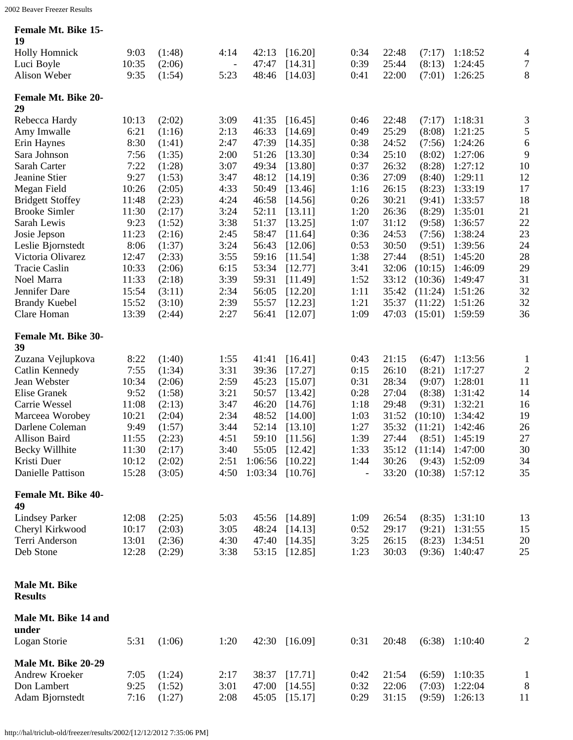### Female Mt. Bike 15-19

| | | | | | | | | | | |
|---|---|---|---|---|---|---|---|---|---|---|
| Holly Homnick | 9:03 | (1:48) | 4:14 | 42:13 | [16.20] | 0:34 | 22:48 | (7:17) | 1:18:52 | 4 |
| Luci Boyle | 10:35 | (2:06) | - | 47:47 | [14.31] | 0:39 | 25:44 | (8:13) | 1:24:45 | 7 |
| Alison Weber | 9:35 | (1:54) | 5:23 | 48:46 | [14.03] | 0:41 | 22:00 | (7:01) | 1:26:25 | 8 |

### Female Mt. Bike 20-29

| | | | | | | | | | | |
|---|---|---|---|---|---|---|---|---|---|---|
| Rebecca Hardy | 10:13 | (2:02) | 3:09 | 41:35 | [16.45] | 0:46 | 22:48 | (7:17) | 1:18:31 | 3 |
| Amy Imwalle | 6:21 | (1:16) | 2:13 | 46:33 | [14.69] | 0:49 | 25:29 | (8:08) | 1:21:25 | 5 |
| Erin Haynes | 8:30 | (1:41) | 2:47 | 47:39 | [14.35] | 0:38 | 24:52 | (7:56) | 1:24:26 | 6 |
| Sara Johnson | 7:56 | (1:35) | 2:00 | 51:26 | [13.30] | 0:34 | 25:10 | (8:02) | 1:27:06 | 9 |
| Sarah Carter | 7:22 | (1:28) | 3:07 | 49:34 | [13.80] | 0:37 | 26:32 | (8:28) | 1:27:12 | 10 |
| Jeanine Stier | 9:27 | (1:53) | 3:47 | 48:12 | [14.19] | 0:36 | 27:09 | (8:40) | 1:29:11 | 12 |
| Megan Field | 10:26 | (2:05) | 4:33 | 50:49 | [13.46] | 1:16 | 26:15 | (8:23) | 1:33:19 | 17 |
| Bridgett Stoffey | 11:48 | (2:23) | 4:24 | 46:58 | [14.56] | 0:26 | 30:21 | (9:41) | 1:33:57 | 18 |
| Brooke Simler | 11:30 | (2:17) | 3:24 | 52:11 | [13.11] | 1:20 | 26:36 | (8:29) | 1:35:01 | 21 |
| Sarah Lewis | 9:23 | (1:52) | 3:38 | 51:37 | [13.25] | 1:07 | 31:12 | (9:58) | 1:36:57 | 22 |
| Josie Jepson | 11:23 | (2:16) | 2:45 | 58:47 | [11.64] | 0:36 | 24:53 | (7:56) | 1:38:24 | 23 |
| Leslie Bjornstedt | 8:06 | (1:37) | 3:24 | 56:43 | [12.06] | 0:53 | 30:50 | (9:51) | 1:39:56 | 24 |
| Victoria Olivarez | 12:47 | (2:33) | 3:55 | 59:16 | [11.54] | 1:38 | 27:44 | (8:51) | 1:45:20 | 28 |
| Tracie Caslin | 10:33 | (2:06) | 6:15 | 53:34 | [12.77] | 3:41 | 32:06 | (10:15) | 1:46:09 | 29 |
| Noel Marra | 11:33 | (2:18) | 3:39 | 59:31 | [11.49] | 1:52 | 33:12 | (10:36) | 1:49:47 | 31 |
| Jennifer Dare | 15:54 | (3:11) | 2:34 | 56:05 | [12.20] | 1:11 | 35:42 | (11:24) | 1:51:26 | 32 |
| Brandy Kuebel | 15:52 | (3:10) | 2:39 | 55:57 | [12.23] | 1:21 | 35:37 | (11:22) | 1:51:26 | 32 |
| Clare Homan | 13:39 | (2:44) | 2:27 | 56:41 | [12.07] | 1:09 | 47:03 | (15:01) | 1:59:59 | 36 |

### Female Mt. Bike 30-39

| | | | | | | | | | | |
|---|---|---|---|---|---|---|---|---|---|---|
| Zuzana Vejlupkova | 8:22 | (1:40) | 1:55 | 41:41 | [16.41] | 0:43 | 21:15 | (6:47) | 1:13:56 | 1 |
| Catlin Kennedy | 7:55 | (1:34) | 3:31 | 39:36 | [17.27] | 0:15 | 26:10 | (8:21) | 1:17:27 | 2 |
| Jean Webster | 10:34 | (2:06) | 2:59 | 45:23 | [15.07] | 0:31 | 28:34 | (9:07) | 1:28:01 | 11 |
| Elise Granek | 9:52 | (1:58) | 3:21 | 50:57 | [13.42] | 0:28 | 27:04 | (8:38) | 1:31:42 | 14 |
| Carrie Wessel | 11:08 | (2:13) | 3:47 | 46:20 | [14.76] | 1:18 | 29:48 | (9:31) | 1:32:21 | 16 |
| Marceea Worobey | 10:21 | (2:04) | 2:34 | 48:52 | [14.00] | 1:03 | 31:52 | (10:10) | 1:34:42 | 19 |
| Darlene Coleman | 9:49 | (1:57) | 3:44 | 52:14 | [13.10] | 1:27 | 35:32 | (11:21) | 1:42:46 | 26 |
| Allison Baird | 11:55 | (2:23) | 4:51 | 59:10 | [11.56] | 1:39 | 27:44 | (8:51) | 1:45:19 | 27 |
| Becky Willhite | 11:30 | (2:17) | 3:40 | 55:05 | [12.42] | 1:33 | 35:12 | (11:14) | 1:47:00 | 30 |
| Kristi Duer | 10:12 | (2:02) | 2:51 | 1:06:56 | [10.22] | 1:44 | 30:26 | (9:43) | 1:52:09 | 34 |
| Danielle Pattison | 15:28 | (3:05) | 4:50 | 1:03:34 | [10.76] | - | 33:20 | (10:38) | 1:57:12 | 35 |

### Female Mt. Bike 40-49

| | | | | | | | | | | |
|---|---|---|---|---|---|---|---|---|---|---|
| Lindsey Parker | 12:08 | (2:25) | 5:03 | 45:56 | [14.89] | 1:09 | 26:54 | (8:35) | 1:31:10 | 13 |
| Cheryl Kirkwood | 10:17 | (2:03) | 3:05 | 48:24 | [14.13] | 0:52 | 29:17 | (9:21) | 1:31:55 | 15 |
| Terri Anderson | 13:01 | (2:36) | 4:30 | 47:40 | [14.35] | 3:25 | 26:15 | (8:23) | 1:34:51 | 20 |
| Deb Stone | 12:28 | (2:29) | 3:38 | 53:15 | [12.85] | 1:23 | 30:03 | (9:36) | 1:40:47 | 25 |

## Male Mt. Bike Results

### Male Mt. Bike 14 and under

| | | | | | | | | | | |
|---|---|---|---|---|---|---|---|---|---|---|
| Logan Storie | 5:31 | (1:06) | 1:20 | 42:30 | [16.09] | 0:31 | 20:48 | (6:38) | 1:10:40 | 2 |

### Male Mt. Bike 20-29

| | | | | | | | | | | |
|---|---|---|---|---|---|---|---|---|---|---|
| Andrew Kroeker | 7:05 | (1:24) | 2:17 | 38:37 | [17.71] | 0:42 | 21:54 | (6:59) | 1:10:35 | 1 |
| Don Lambert | 9:25 | (1:52) | 3:01 | 47:00 | [14.55] | 0:32 | 22:06 | (7:03) | 1:22:04 | 8 |
| Adam Bjornstedt | 7:16 | (1:27) | 2:08 | 45:05 | [15.17] | 0:29 | 31:15 | (9:59) | 1:26:13 | 11 |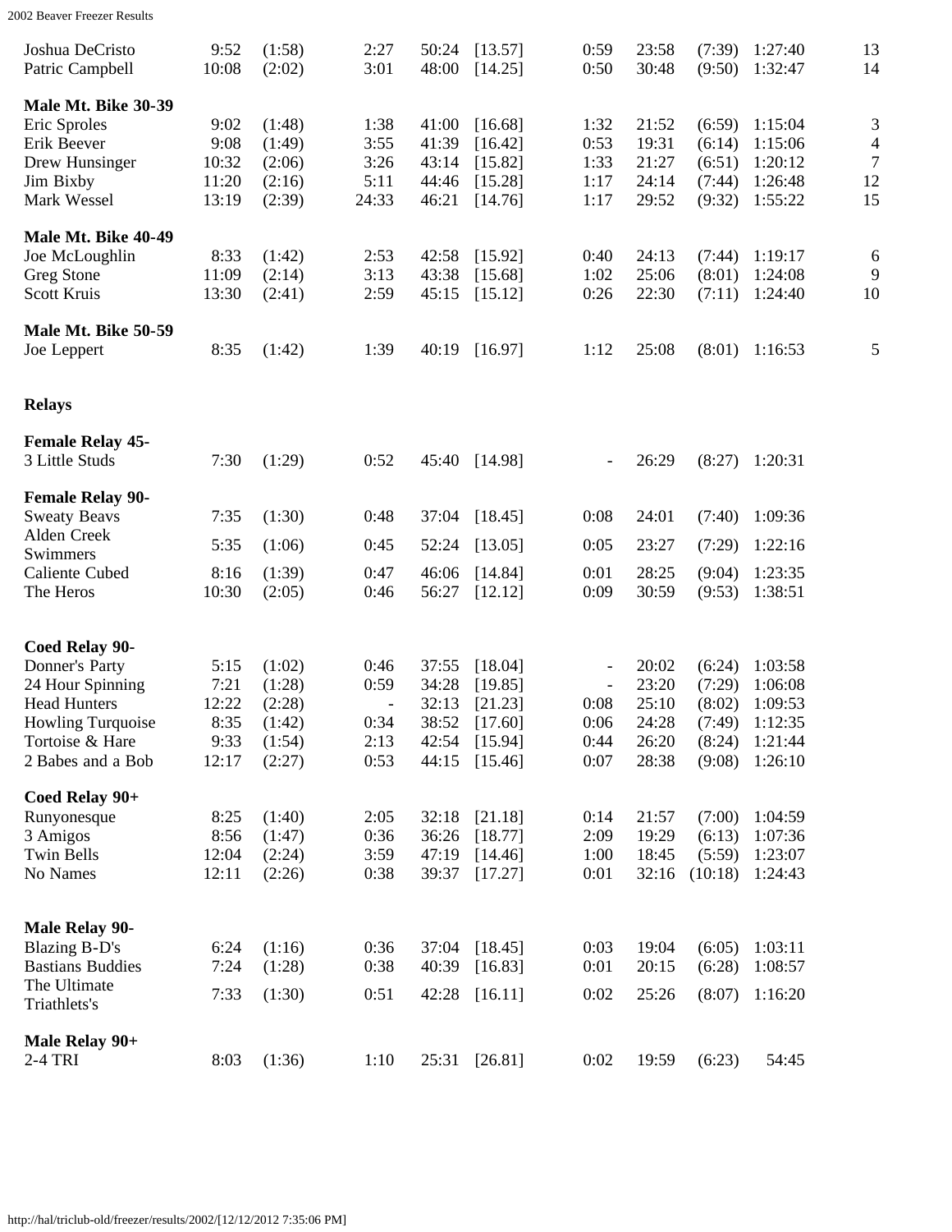| | | | | | | | | | | |
|---|---|---|---|---|---|---|---|---|---|---|
| Joshua DeCristo | 9:52 | (1:58) | 2:27 | 50:24 | [13.57] | 0:59 | 23:58 | (7:39) | 1:27:40 | 13 |
| Patric Campbell | 10:08 | (2:02) | 3:01 | 48:00 | [14.25] | 0:50 | 30:48 | (9:50) | 1:32:47 | 14 |
| **Male Mt. Bike 30-39** | | | | | | | | | | |
| Eric Sproles | 9:02 | (1:48) | 1:38 | 41:00 | [16.68] | 1:32 | 21:52 | (6:59) | 1:15:04 | 3 |
| Erik Beever | 9:08 | (1:49) | 3:55 | 41:39 | [16.42] | 0:53 | 19:31 | (6:14) | 1:15:06 | 4 |
| Drew Hunsinger | 10:32 | (2:06) | 3:26 | 43:14 | [15.82] | 1:33 | 21:27 | (6:51) | 1:20:12 | 7 |
| Jim Bixby | 11:20 | (2:16) | 5:11 | 44:46 | [15.28] | 1:17 | 24:14 | (7:44) | 1:26:48 | 12 |
| Mark Wessel | 13:19 | (2:39) | 24:33 | 46:21 | [14.76] | 1:17 | 29:52 | (9:32) | 1:55:22 | 15 |
| **Male Mt. Bike 40-49** | | | | | | | | | | |
| Joe McLoughlin | 8:33 | (1:42) | 2:53 | 42:58 | [15.92] | 0:40 | 24:13 | (7:44) | 1:19:17 | 6 |
| Greg Stone | 11:09 | (2:14) | 3:13 | 43:38 | [15.68] | 1:02 | 25:06 | (8:01) | 1:24:08 | 9 |
| Scott Kruis | 13:30 | (2:41) | 2:59 | 45:15 | [15.12] | 0:26 | 22:30 | (7:11) | 1:24:40 | 10 |
| **Male Mt. Bike 50-59** | | | | | | | | | | |
| Joe Leppert | 8:35 | (1:42) | 1:39 | 40:19 | [16.97] | 1:12 | 25:08 | (8:01) | 1:16:53 | 5 |

**Relays**

| | | | | | | | | | |
|---|---|---|---|---|---|---|---|---|---|
| **Female Relay 45-** | | | | | | | | | |
| 3 Little Studs | 7:30 | (1:29) | 0:52 | 45:40 | [14.98] | - | 26:29 | (8:27) | 1:20:31 |
| **Female Relay 90-** | | | | | | | | | |
| Sweaty Beavs | 7:35 | (1:30) | 0:48 | 37:04 | [18.45] | 0:08 | 24:01 | (7:40) | 1:09:36 |
| Alden Creek Swimmers | 5:35 | (1:06) | 0:45 | 52:24 | [13.05] | 0:05 | 23:27 | (7:29) | 1:22:16 |
| Caliente Cubed | 8:16 | (1:39) | 0:47 | 46:06 | [14.84] | 0:01 | 28:25 | (9:04) | 1:23:35 |
| The Heros | 10:30 | (2:05) | 0:46 | 56:27 | [12.12] | 0:09 | 30:59 | (9:53) | 1:38:51 |
| **Coed Relay 90-** | | | | | | | | | |
| Donner's Party | 5:15 | (1:02) | 0:46 | 37:55 | [18.04] | - | 20:02 | (6:24) | 1:03:58 |
| 24 Hour Spinning | 7:21 | (1:28) | 0:59 | 34:28 | [19.85] | - | 23:20 | (7:29) | 1:06:08 |
| Head Hunters | 12:22 | (2:28) | - | 32:13 | [21.23] | 0:08 | 25:10 | (8:02) | 1:09:53 |
| Howling Turquoise | 8:35 | (1:42) | 0:34 | 38:52 | [17.60] | 0:06 | 24:28 | (7:49) | 1:12:35 |
| Tortoise & Hare | 9:33 | (1:54) | 2:13 | 42:54 | [15.94] | 0:44 | 26:20 | (8:24) | 1:21:44 |
| 2 Babes and a Bob | 12:17 | (2:27) | 0:53 | 44:15 | [15.46] | 0:07 | 28:38 | (9:08) | 1:26:10 |
| **Coed Relay 90+** | | | | | | | | | |
| Runyonesque | 8:25 | (1:40) | 2:05 | 32:18 | [21.18] | 0:14 | 21:57 | (7:00) | 1:04:59 |
| 3 Amigos | 8:56 | (1:47) | 0:36 | 36:26 | [18.77] | 2:09 | 19:29 | (6:13) | 1:07:36 |
| Twin Bells | 12:04 | (2:24) | 3:59 | 47:19 | [14.46] | 1:00 | 18:45 | (5:59) | 1:23:07 |
| No Names | 12:11 | (2:26) | 0:38 | 39:37 | [17.27] | 0:01 | 32:16 | (10:18) | 1:24:43 |
| **Male Relay 90-** | | | | | | | | | |
| Blazing B-D's | 6:24 | (1:16) | 0:36 | 37:04 | [18.45] | 0:03 | 19:04 | (6:05) | 1:03:11 |
| Bastians Buddies | 7:24 | (1:28) | 0:38 | 40:39 | [16.83] | 0:01 | 20:15 | (6:28) | 1:08:57 |
| The Ultimate Triathlets's | 7:33 | (1:30) | 0:51 | 42:28 | [16.11] | 0:02 | 25:26 | (8:07) | 1:16:20 |
| **Male Relay 90+** | | | | | | | | | |
| 2-4 TRI | 8:03 | (1:36) | 1:10 | 25:31 | [26.81] | 0:02 | 19:59 | (6:23) | 54:45 |